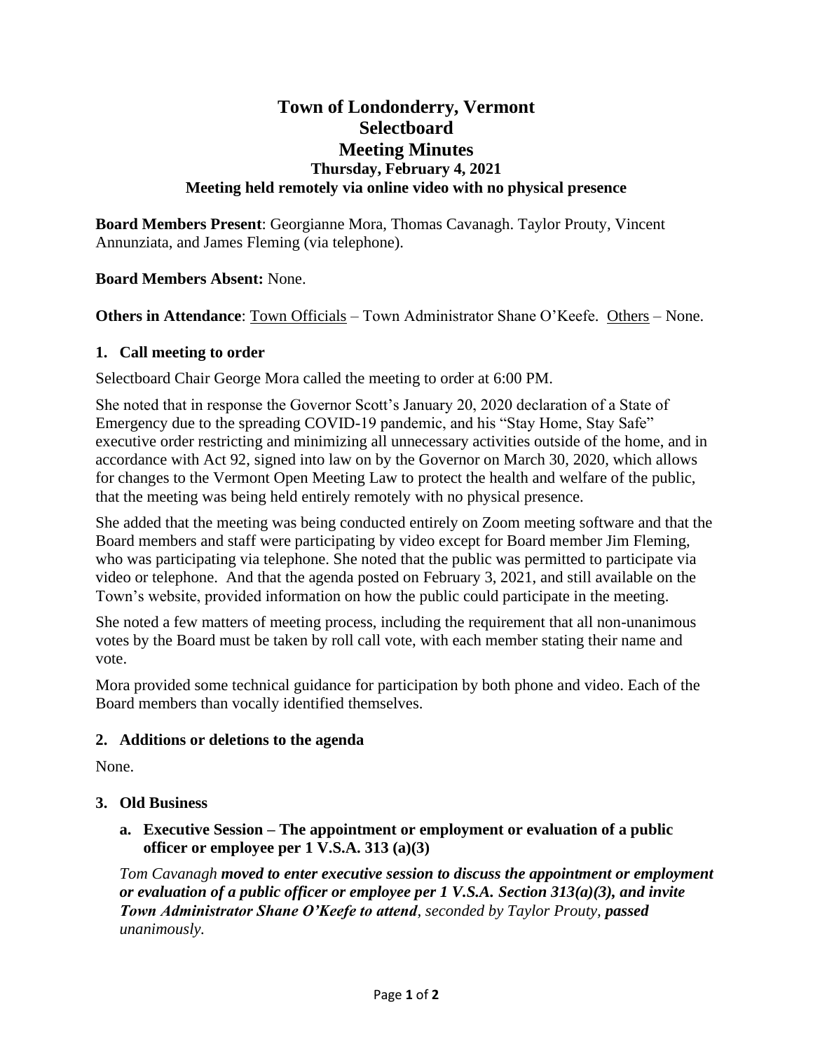# Town of Londonderry, Vermont
# Selectboard
# Meeting Minutes
### Thursday, February 4, 2021
### Meeting held remotely via online video with no physical presence

**Board Members Present**: Georgianne Mora, Thomas Cavanagh. Taylor Prouty, Vincent Annunziata, and James Fleming (via telephone).

**Board Members Absent:** None.

**Others in Attendance**: Town Officials – Town Administrator Shane O'Keefe. Others – None.

## 1. Call meeting to order

Selectboard Chair George Mora called the meeting to order at 6:00 PM.

She noted that in response the Governor Scott's January 20, 2020 declaration of a State of Emergency due to the spreading COVID-19 pandemic, and his "Stay Home, Stay Safe" executive order restricting and minimizing all unnecessary activities outside of the home, and in accordance with Act 92, signed into law on by the Governor on March 30, 2020, which allows for changes to the Vermont Open Meeting Law to protect the health and welfare of the public, that the meeting was being held entirely remotely with no physical presence.

She added that the meeting was being conducted entirely on Zoom meeting software and that the Board members and staff were participating by video except for Board member Jim Fleming, who was participating via telephone. She noted that the public was permitted to participate via video or telephone. And that the agenda posted on February 3, 2021, and still available on the Town's website, provided information on how the public could participate in the meeting.

She noted a few matters of meeting process, including the requirement that all non-unanimous votes by the Board must be taken by roll call vote, with each member stating their name and vote.

Mora provided some technical guidance for participation by both phone and video. Each of the Board members than vocally identified themselves.

## 2. Additions or deletions to the agenda

None.

## 3. Old Business

### a. Executive Session – The appointment or employment or evaluation of a public officer or employee per 1 V.S.A. 313 (a)(3)

*Tom Cavanagh* ***moved to enter executive session to discuss the appointment or employment or evaluation of a public officer or employee per 1 V.S.A. Section 313(a)(3), and invite Town Administrator Shane O'Keefe to attend****, seconded by Taylor Prouty,* ***passed*** *unanimously.*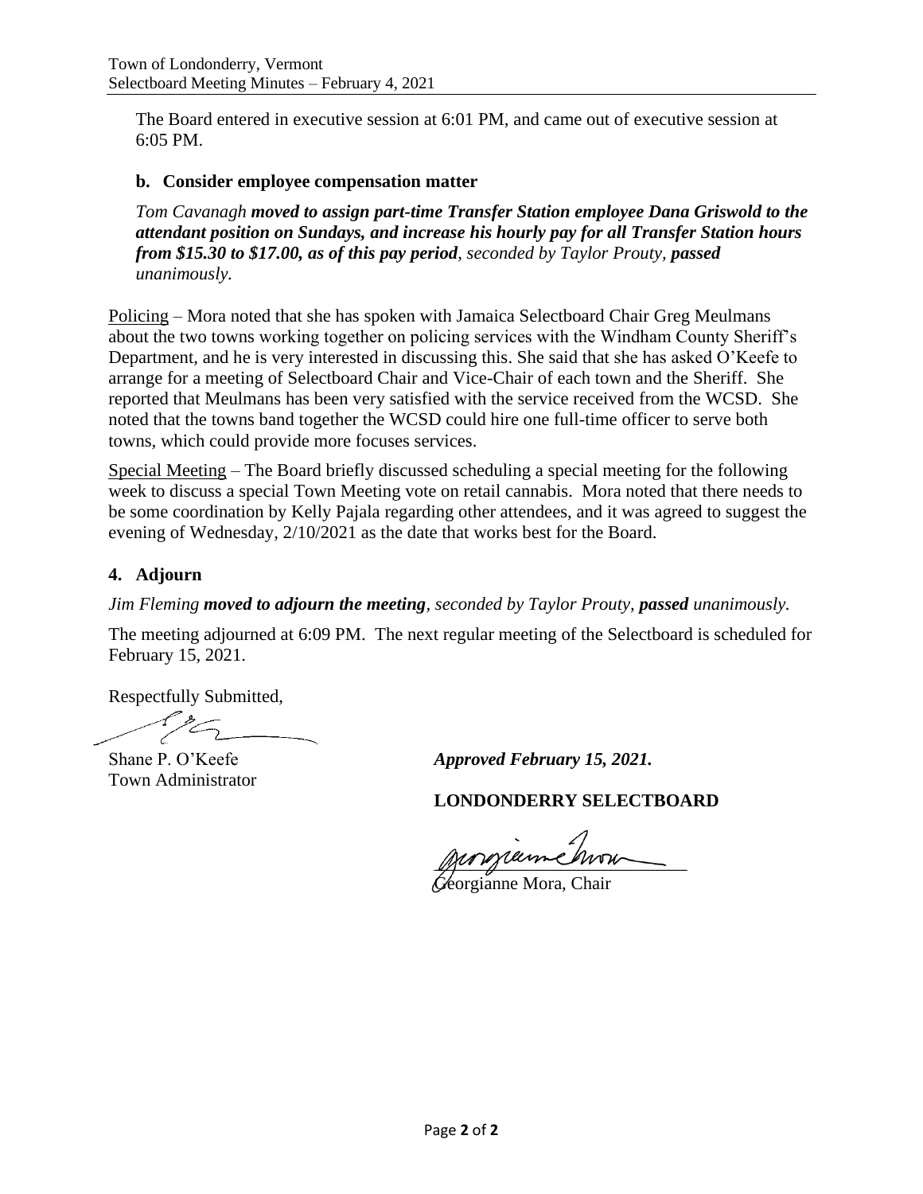The Board entered in executive session at 6:01 PM, and came out of executive session at 6:05 PM.

### b. Consider employee compensation matter

*Tom Cavanagh* ***moved to assign part-time Transfer Station employee Dana Griswold to the attendant position on Sundays, and increase his hourly pay for all Transfer Station hours from $15.30 to $17.00, as of this pay period****, seconded by Taylor Prouty,* ***passed*** *unanimously.*

Policing – Mora noted that she has spoken with Jamaica Selectboard Chair Greg Meulmans about the two towns working together on policing services with the Windham County Sheriff's Department, and he is very interested in discussing this. She said that she has asked O'Keefe to arrange for a meeting of Selectboard Chair and Vice-Chair of each town and the Sheriff. She reported that Meulmans has been very satisfied with the service received from the WCSD. She noted that the towns band together the WCSD could hire one full-time officer to serve both towns, which could provide more focuses services.

Special Meeting – The Board briefly discussed scheduling a special meeting for the following week to discuss a special Town Meeting vote on retail cannabis. Mora noted that there needs to be some coordination by Kelly Pajala regarding other attendees, and it was agreed to suggest the evening of Wednesday, 2/10/2021 as the date that works best for the Board.

## 4. Adjourn

*Jim Fleming* ***moved to adjourn the meeting****, seconded by Taylor Prouty,* ***passed*** *unanimously.*

The meeting adjourned at 6:09 PM. The next regular meeting of the Selectboard is scheduled for February 15, 2021.

Respectfully Submitted,

Shane P. O'Keefe
Town Administrator

***Approved February 15, 2021.***

**LONDONDERRY SELECTBOARD**

Georgianne Mora, Chair